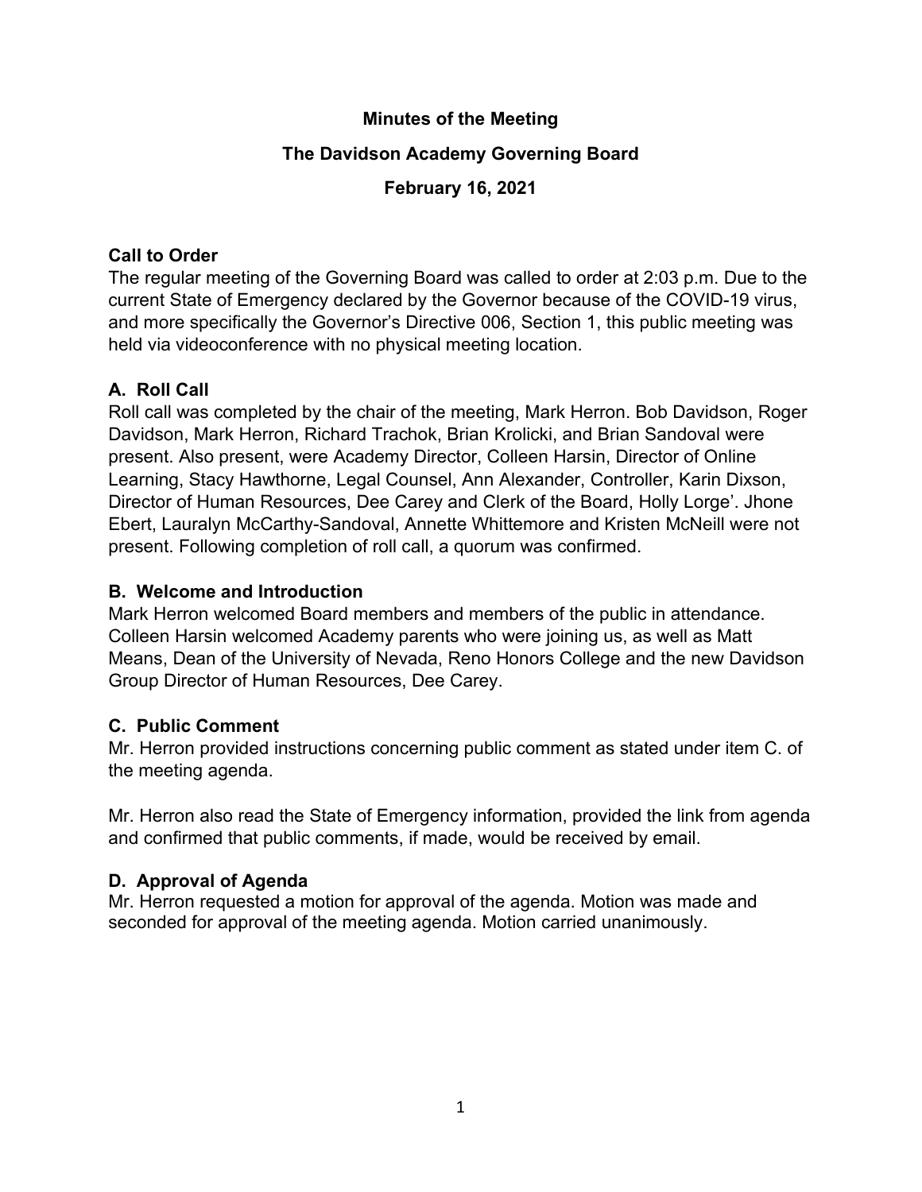# Minutes of the Meeting

## The Davidson Academy Governing Board

### February 16, 2021

**Call to Order**

The regular meeting of the Governing Board was called to order at 2:03 p.m. Due to the current State of Emergency declared by the Governor because of the COVID-19 virus, and more specifically the Governor's Directive 006, Section 1, this public meeting was held via videoconference with no physical meeting location.

**A. Roll Call**

Roll call was completed by the chair of the meeting, Mark Herron. Bob Davidson, Roger Davidson, Mark Herron, Richard Trachok, Brian Krolicki, and Brian Sandoval were present. Also present, were Academy Director, Colleen Harsin, Director of Online Learning, Stacy Hawthorne, Legal Counsel, Ann Alexander, Controller, Karin Dixson, Director of Human Resources, Dee Carey and Clerk of the Board, Holly Lorge'. Jhone Ebert, Lauralyn McCarthy-Sandoval, Annette Whittemore and Kristen McNeill were not present. Following completion of roll call, a quorum was confirmed.

**B. Welcome and Introduction**

Mark Herron welcomed Board members and members of the public in attendance. Colleen Harsin welcomed Academy parents who were joining us, as well as Matt Means, Dean of the University of Nevada, Reno Honors College and the new Davidson Group Director of Human Resources, Dee Carey.

**C. Public Comment**

Mr. Herron provided instructions concerning public comment as stated under item C. of the meeting agenda.

Mr. Herron also read the State of Emergency information, provided the link from agenda and confirmed that public comments, if made, would be received by email.

**D. Approval of Agenda**

Mr. Herron requested a motion for approval of the agenda. Motion was made and seconded for approval of the meeting agenda. Motion carried unanimously.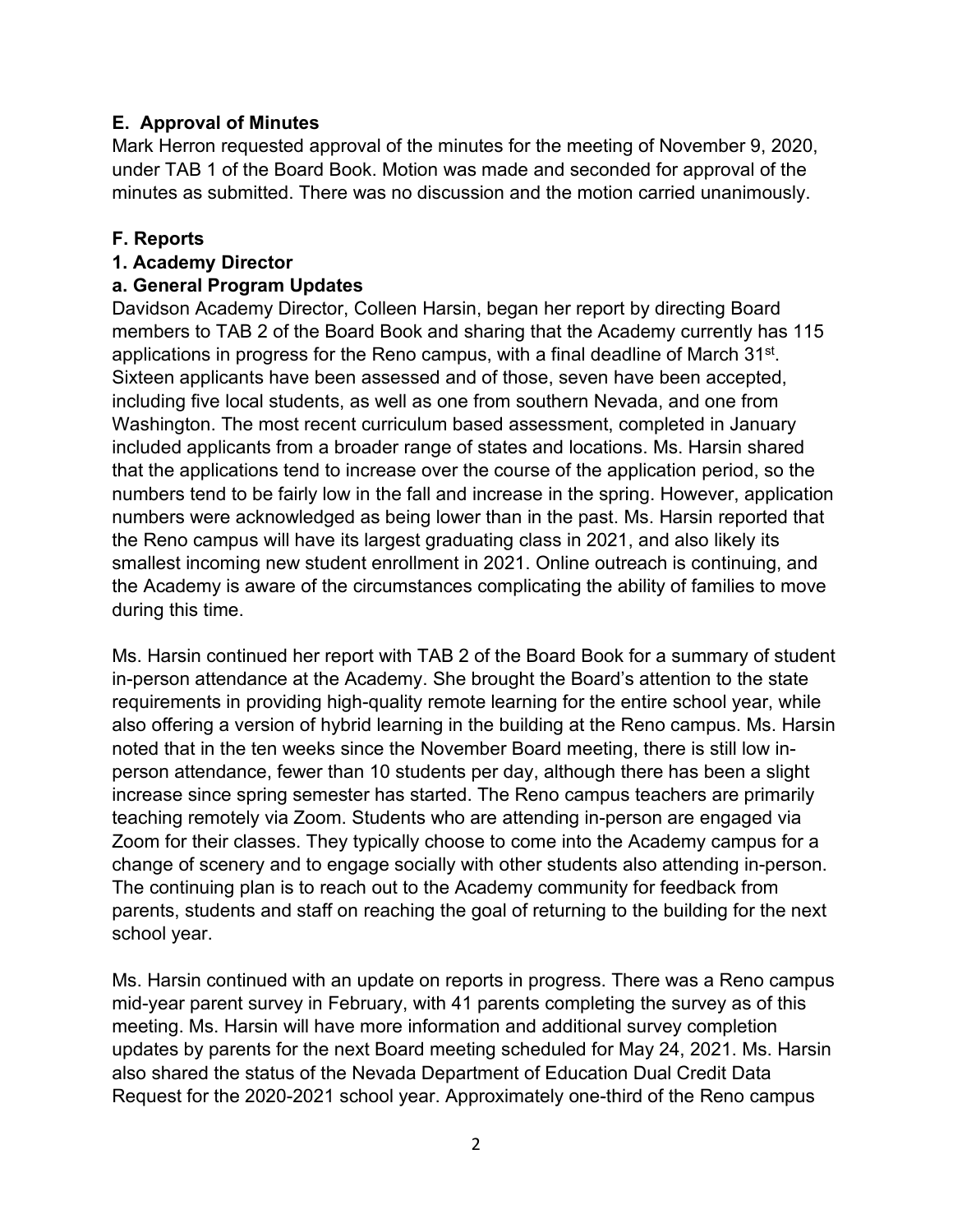### E. Approval of Minutes

Mark Herron requested approval of the minutes for the meeting of November 9, 2020, under TAB 1 of the Board Book. Motion was made and seconded for approval of the minutes as submitted. There was no discussion and the motion carried unanimously.

### F. Reports

#### 1. Academy Director

#### a. General Program Updates

Davidson Academy Director, Colleen Harsin, began her report by directing Board members to TAB 2 of the Board Book and sharing that the Academy currently has 115 applications in progress for the Reno campus, with a final deadline of March 31st. Sixteen applicants have been assessed and of those, seven have been accepted, including five local students, as well as one from southern Nevada, and one from Washington. The most recent curriculum based assessment, completed in January included applicants from a broader range of states and locations. Ms. Harsin shared that the applications tend to increase over the course of the application period, so the numbers tend to be fairly low in the fall and increase in the spring. However, application numbers were acknowledged as being lower than in the past. Ms. Harsin reported that the Reno campus will have its largest graduating class in 2021, and also likely its smallest incoming new student enrollment in 2021. Online outreach is continuing, and the Academy is aware of the circumstances complicating the ability of families to move during this time.

Ms. Harsin continued her report with TAB 2 of the Board Book for a summary of student in-person attendance at the Academy. She brought the Board's attention to the state requirements in providing high-quality remote learning for the entire school year, while also offering a version of hybrid learning in the building at the Reno campus. Ms. Harsin noted that in the ten weeks since the November Board meeting, there is still low in-person attendance, fewer than 10 students per day, although there has been a slight increase since spring semester has started. The Reno campus teachers are primarily teaching remotely via Zoom. Students who are attending in-person are engaged via Zoom for their classes. They typically choose to come into the Academy campus for a change of scenery and to engage socially with other students also attending in-person. The continuing plan is to reach out to the Academy community for feedback from parents, students and staff on reaching the goal of returning to the building for the next school year.

Ms. Harsin continued with an update on reports in progress. There was a Reno campus mid-year parent survey in February, with 41 parents completing the survey as of this meeting. Ms. Harsin will have more information and additional survey completion updates by parents for the next Board meeting scheduled for May 24, 2021. Ms. Harsin also shared the status of the Nevada Department of Education Dual Credit Data Request for the 2020-2021 school year. Approximately one-third of the Reno campus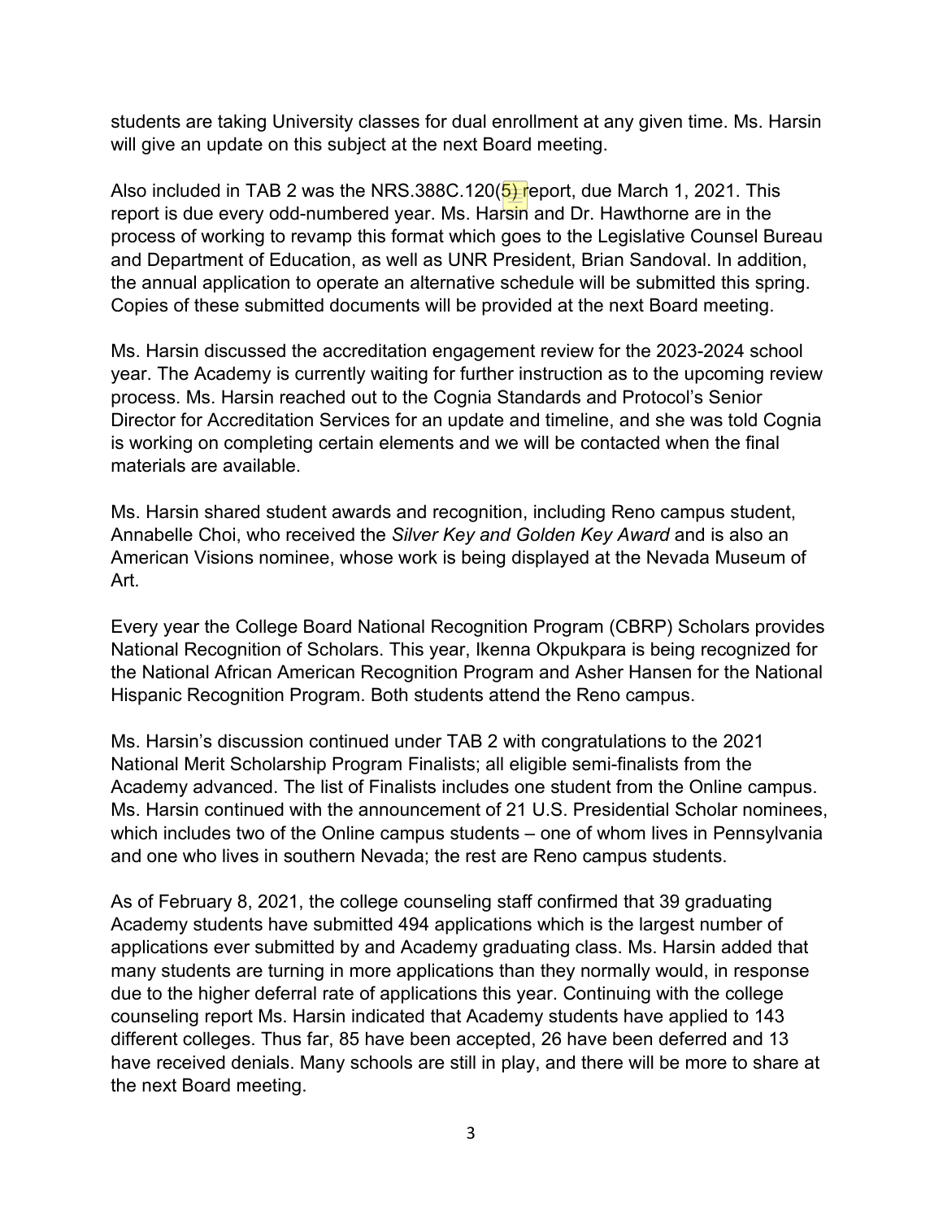students are taking University classes for dual enrollment at any given time. Ms. Harsin will give an update on this subject at the next Board meeting.

Also included in TAB 2 was the NRS.388C.120(5) report, due March 1, 2021. This report is due every odd-numbered year. Ms. Harsin and Dr. Hawthorne are in the process of working to revamp this format which goes to the Legislative Counsel Bureau and Department of Education, as well as UNR President, Brian Sandoval. In addition, the annual application to operate an alternative schedule will be submitted this spring. Copies of these submitted documents will be provided at the next Board meeting.

Ms. Harsin discussed the accreditation engagement review for the 2023-2024 school year. The Academy is currently waiting for further instruction as to the upcoming review process. Ms. Harsin reached out to the Cognia Standards and Protocol's Senior Director for Accreditation Services for an update and timeline, and she was told Cognia is working on completing certain elements and we will be contacted when the final materials are available.

Ms. Harsin shared student awards and recognition, including Reno campus student, Annabelle Choi, who received the *Silver Key and Golden Key Award* and is also an American Visions nominee, whose work is being displayed at the Nevada Museum of Art.

Every year the College Board National Recognition Program (CBRP) Scholars provides National Recognition of Scholars. This year, Ikenna Okpukpara is being recognized for the National African American Recognition Program and Asher Hansen for the National Hispanic Recognition Program. Both students attend the Reno campus.

Ms. Harsin's discussion continued under TAB 2 with congratulations to the 2021 National Merit Scholarship Program Finalists; all eligible semi-finalists from the Academy advanced. The list of Finalists includes one student from the Online campus. Ms. Harsin continued with the announcement of 21 U.S. Presidential Scholar nominees, which includes two of the Online campus students – one of whom lives in Pennsylvania and one who lives in southern Nevada; the rest are Reno campus students.

As of February 8, 2021, the college counseling staff confirmed that 39 graduating Academy students have submitted 494 applications which is the largest number of applications ever submitted by and Academy graduating class. Ms. Harsin added that many students are turning in more applications than they normally would, in response due to the higher deferral rate of applications this year. Continuing with the college counseling report Ms. Harsin indicated that Academy students have applied to 143 different colleges. Thus far, 85 have been accepted, 26 have been deferred and 13 have received denials. Many schools are still in play, and there will be more to share at the next Board meeting.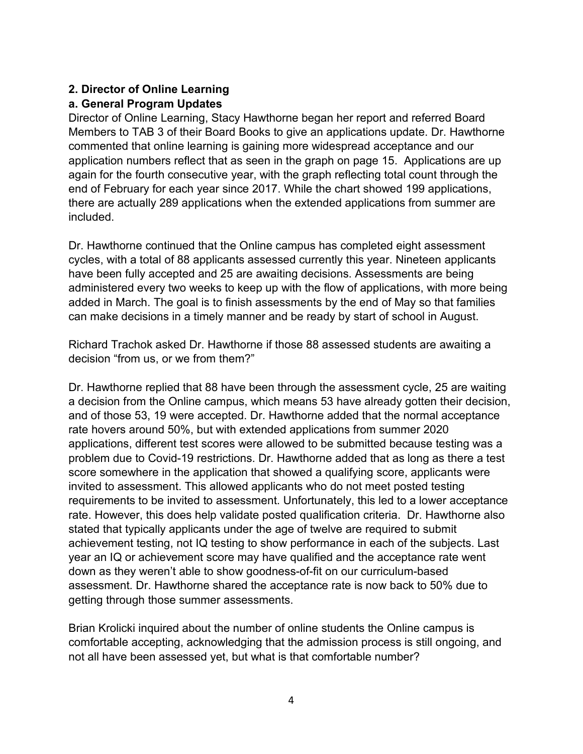**2. Director of Online Learning**

**a. General Program Updates**

Director of Online Learning, Stacy Hawthorne began her report and referred Board Members to TAB 3 of their Board Books to give an applications update. Dr. Hawthorne commented that online learning is gaining more widespread acceptance and our application numbers reflect that as seen in the graph on page 15. Applications are up again for the fourth consecutive year, with the graph reflecting total count through the end of February for each year since 2017. While the chart showed 199 applications, there are actually 289 applications when the extended applications from summer are included.

Dr. Hawthorne continued that the Online campus has completed eight assessment cycles, with a total of 88 applicants assessed currently this year. Nineteen applicants have been fully accepted and 25 are awaiting decisions. Assessments are being administered every two weeks to keep up with the flow of applications, with more being added in March. The goal is to finish assessments by the end of May so that families can make decisions in a timely manner and be ready by start of school in August.

Richard Trachok asked Dr. Hawthorne if those 88 assessed students are awaiting a decision "from us, or we from them?"

Dr. Hawthorne replied that 88 have been through the assessment cycle, 25 are waiting a decision from the Online campus, which means 53 have already gotten their decision, and of those 53, 19 were accepted. Dr. Hawthorne added that the normal acceptance rate hovers around 50%, but with extended applications from summer 2020 applications, different test scores were allowed to be submitted because testing was a problem due to Covid-19 restrictions. Dr. Hawthorne added that as long as there a test score somewhere in the application that showed a qualifying score, applicants were invited to assessment. This allowed applicants who do not meet posted testing requirements to be invited to assessment. Unfortunately, this led to a lower acceptance rate. However, this does help validate posted qualification criteria. Dr. Hawthorne also stated that typically applicants under the age of twelve are required to submit achievement testing, not IQ testing to show performance in each of the subjects. Last year an IQ or achievement score may have qualified and the acceptance rate went down as they weren't able to show goodness-of-fit on our curriculum-based assessment. Dr. Hawthorne shared the acceptance rate is now back to 50% due to getting through those summer assessments.

Brian Krolicki inquired about the number of online students the Online campus is comfortable accepting, acknowledging that the admission process is still ongoing, and not all have been assessed yet, but what is that comfortable number?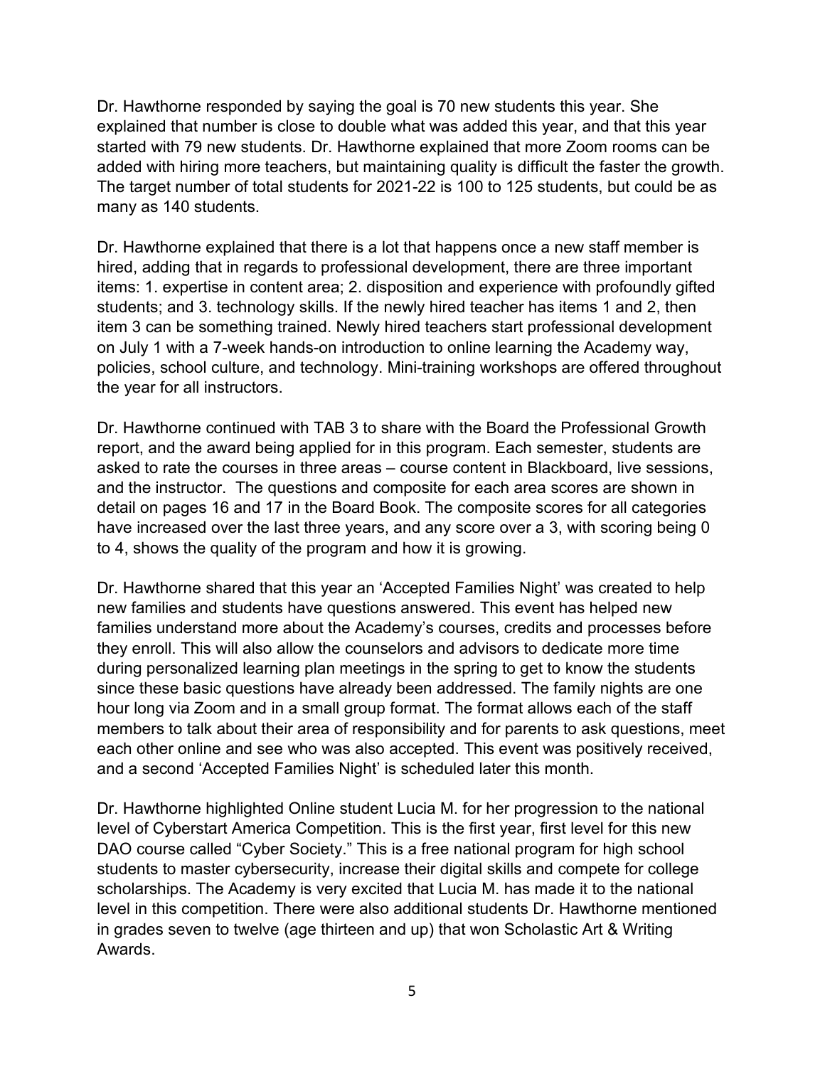Dr. Hawthorne responded by saying the goal is 70 new students this year. She explained that number is close to double what was added this year, and that this year started with 79 new students. Dr. Hawthorne explained that more Zoom rooms can be added with hiring more teachers, but maintaining quality is difficult the faster the growth. The target number of total students for 2021-22 is 100 to 125 students, but could be as many as 140 students.

Dr. Hawthorne explained that there is a lot that happens once a new staff member is hired, adding that in regards to professional development, there are three important items: 1. expertise in content area; 2. disposition and experience with profoundly gifted students; and 3. technology skills. If the newly hired teacher has items 1 and 2, then item 3 can be something trained. Newly hired teachers start professional development on July 1 with a 7-week hands-on introduction to online learning the Academy way, policies, school culture, and technology. Mini-training workshops are offered throughout the year for all instructors.

Dr. Hawthorne continued with TAB 3 to share with the Board the Professional Growth report, and the award being applied for in this program. Each semester, students are asked to rate the courses in three areas – course content in Blackboard, live sessions, and the instructor. The questions and composite for each area scores are shown in detail on pages 16 and 17 in the Board Book. The composite scores for all categories have increased over the last three years, and any score over a 3, with scoring being 0 to 4, shows the quality of the program and how it is growing.

Dr. Hawthorne shared that this year an 'Accepted Families Night' was created to help new families and students have questions answered. This event has helped new families understand more about the Academy's courses, credits and processes before they enroll. This will also allow the counselors and advisors to dedicate more time during personalized learning plan meetings in the spring to get to know the students since these basic questions have already been addressed. The family nights are one hour long via Zoom and in a small group format. The format allows each of the staff members to talk about their area of responsibility and for parents to ask questions, meet each other online and see who was also accepted. This event was positively received, and a second 'Accepted Families Night' is scheduled later this month.

Dr. Hawthorne highlighted Online student Lucia M. for her progression to the national level of Cyberstart America Competition. This is the first year, first level for this new DAO course called "Cyber Society." This is a free national program for high school students to master cybersecurity, increase their digital skills and compete for college scholarships. The Academy is very excited that Lucia M. has made it to the national level in this competition. There were also additional students Dr. Hawthorne mentioned in grades seven to twelve (age thirteen and up) that won Scholastic Art & Writing Awards.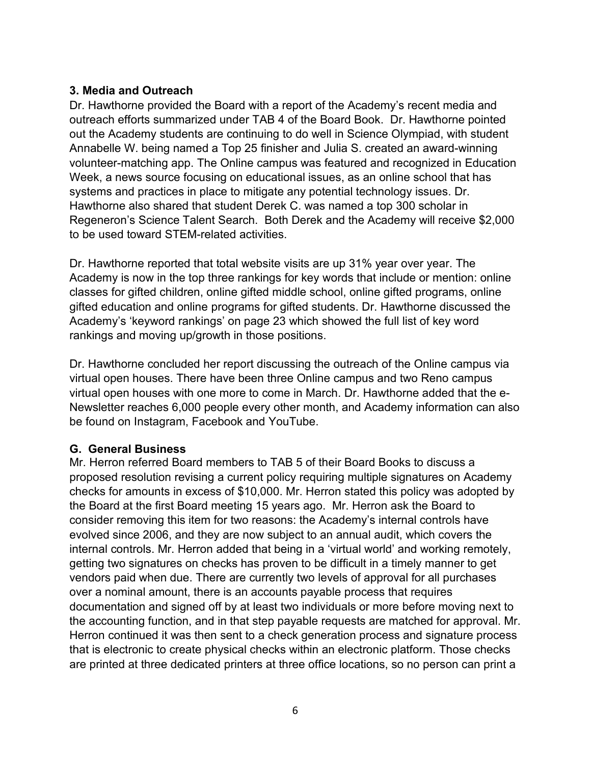### 3. Media and Outreach

Dr. Hawthorne provided the Board with a report of the Academy's recent media and outreach efforts summarized under TAB 4 of the Board Book. Dr. Hawthorne pointed out the Academy students are continuing to do well in Science Olympiad, with student Annabelle W. being named a Top 25 finisher and Julia S. created an award-winning volunteer-matching app. The Online campus was featured and recognized in Education Week, a news source focusing on educational issues, as an online school that has systems and practices in place to mitigate any potential technology issues. Dr. Hawthorne also shared that student Derek C. was named a top 300 scholar in Regeneron's Science Talent Search. Both Derek and the Academy will receive $2,000 to be used toward STEM-related activities.

Dr. Hawthorne reported that total website visits are up 31% year over year. The Academy is now in the top three rankings for key words that include or mention: online classes for gifted children, online gifted middle school, online gifted programs, online gifted education and online programs for gifted students. Dr. Hawthorne discussed the Academy's 'keyword rankings' on page 23 which showed the full list of key word rankings and moving up/growth in those positions.

Dr. Hawthorne concluded her report discussing the outreach of the Online campus via virtual open houses. There have been three Online campus and two Reno campus virtual open houses with one more to come in March. Dr. Hawthorne added that the e-Newsletter reaches 6,000 people every other month, and Academy information can also be found on Instagram, Facebook and YouTube.

### G. General Business

Mr. Herron referred Board members to TAB 5 of their Board Books to discuss a proposed resolution revising a current policy requiring multiple signatures on Academy checks for amounts in excess of $10,000. Mr. Herron stated this policy was adopted by the Board at the first Board meeting 15 years ago. Mr. Herron ask the Board to consider removing this item for two reasons: the Academy's internal controls have evolved since 2006, and they are now subject to an annual audit, which covers the internal controls. Mr. Herron added that being in a 'virtual world' and working remotely, getting two signatures on checks has proven to be difficult in a timely manner to get vendors paid when due. There are currently two levels of approval for all purchases over a nominal amount, there is an accounts payable process that requires documentation and signed off by at least two individuals or more before moving next to the accounting function, and in that step payable requests are matched for approval. Mr. Herron continued it was then sent to a check generation process and signature process that is electronic to create physical checks within an electronic platform. Those checks are printed at three dedicated printers at three office locations, so no person can print a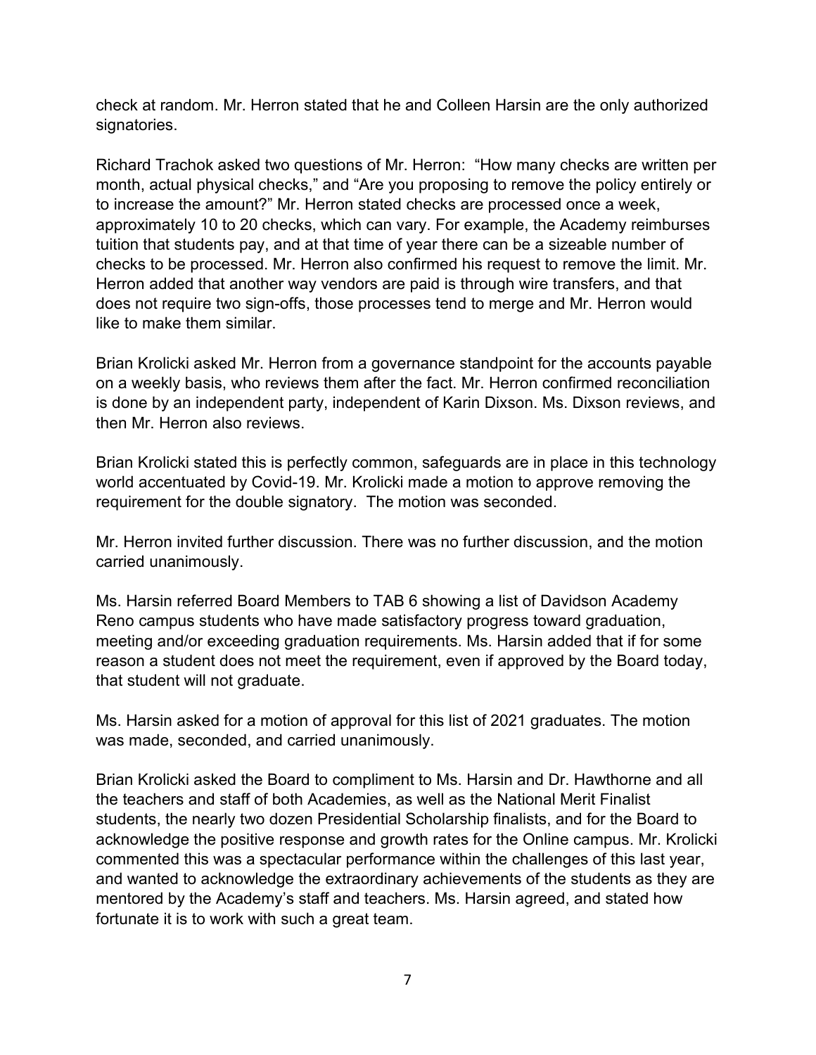check at random. Mr. Herron stated that he and Colleen Harsin are the only authorized signatories.

Richard Trachok asked two questions of Mr. Herron: "How many checks are written per month, actual physical checks," and "Are you proposing to remove the policy entirely or to increase the amount?" Mr. Herron stated checks are processed once a week, approximately 10 to 20 checks, which can vary. For example, the Academy reimburses tuition that students pay, and at that time of year there can be a sizeable number of checks to be processed. Mr. Herron also confirmed his request to remove the limit. Mr. Herron added that another way vendors are paid is through wire transfers, and that does not require two sign-offs, those processes tend to merge and Mr. Herron would like to make them similar.

Brian Krolicki asked Mr. Herron from a governance standpoint for the accounts payable on a weekly basis, who reviews them after the fact. Mr. Herron confirmed reconciliation is done by an independent party, independent of Karin Dixson. Ms. Dixson reviews, and then Mr. Herron also reviews.

Brian Krolicki stated this is perfectly common, safeguards are in place in this technology world accentuated by Covid-19. Mr. Krolicki made a motion to approve removing the requirement for the double signatory. The motion was seconded.

Mr. Herron invited further discussion. There was no further discussion, and the motion carried unanimously.

Ms. Harsin referred Board Members to TAB 6 showing a list of Davidson Academy Reno campus students who have made satisfactory progress toward graduation, meeting and/or exceeding graduation requirements. Ms. Harsin added that if for some reason a student does not meet the requirement, even if approved by the Board today, that student will not graduate.

Ms. Harsin asked for a motion of approval for this list of 2021 graduates. The motion was made, seconded, and carried unanimously.

Brian Krolicki asked the Board to compliment to Ms. Harsin and Dr. Hawthorne and all the teachers and staff of both Academies, as well as the National Merit Finalist students, the nearly two dozen Presidential Scholarship finalists, and for the Board to acknowledge the positive response and growth rates for the Online campus. Mr. Krolicki commented this was a spectacular performance within the challenges of this last year, and wanted to acknowledge the extraordinary achievements of the students as they are mentored by the Academy's staff and teachers. Ms. Harsin agreed, and stated how fortunate it is to work with such a great team.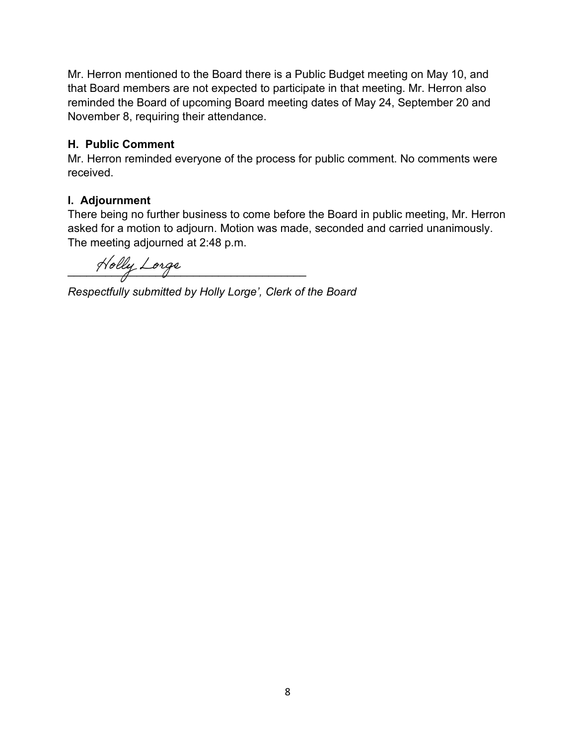Mr. Herron mentioned to the Board there is a Public Budget meeting on May 10, and that Board members are not expected to participate in that meeting. Mr. Herron also reminded the Board of upcoming Board meeting dates of May 24, September 20 and November 8, requiring their attendance.

### H. Public Comment

Mr. Herron reminded everyone of the process for public comment. No comments were received.

### I. Adjournment

There being no further business to come before the Board in public meeting, Mr. Herron asked for a motion to adjourn. Motion was made, seconded and carried unanimously. The meeting adjourned at 2:48 p.m.

Holly Lorge
_____________________________________

*Respectfully submitted by Holly Lorge', Clerk of the Board*